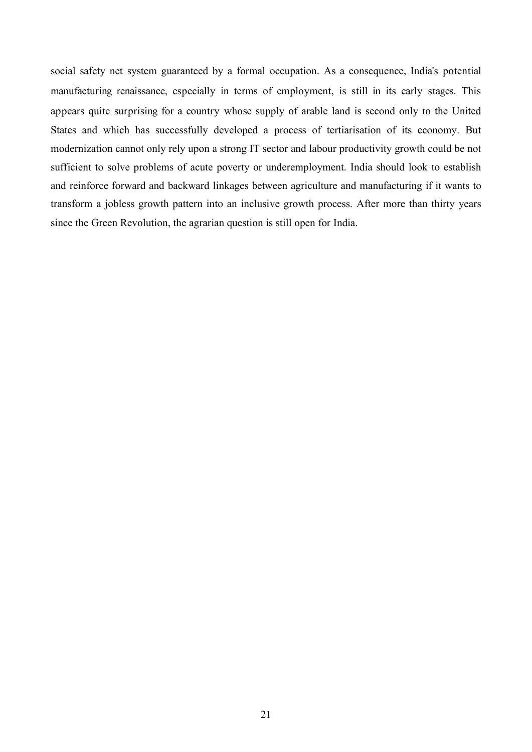social safety net system guaranteed by a formal occupation. As a consequence, India's potential manufacturing renaissance, especially in terms of employment, is still in its early stages. This appears quite surprising for a country whose supply of arable land is second only to the United States and which has successfully developed a process of tertiarisation of its economy. But modernization cannot only rely upon a strong IT sector and labour productivity growth could be not sufficient to solve problems of acute poverty or underemployment. India should look to establish and reinforce forward and backward linkages between agriculture and manufacturing if it wants to transform a jobless growth pattern into an inclusive growth process. After more than thirty years since the Green Revolution, the agrarian question is still open for India.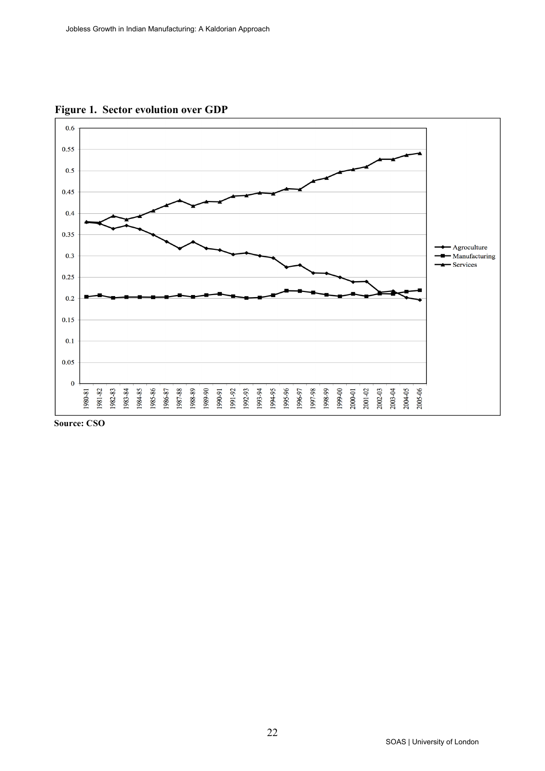**Figure 1. Sector evolution over GDP**

Source: CSO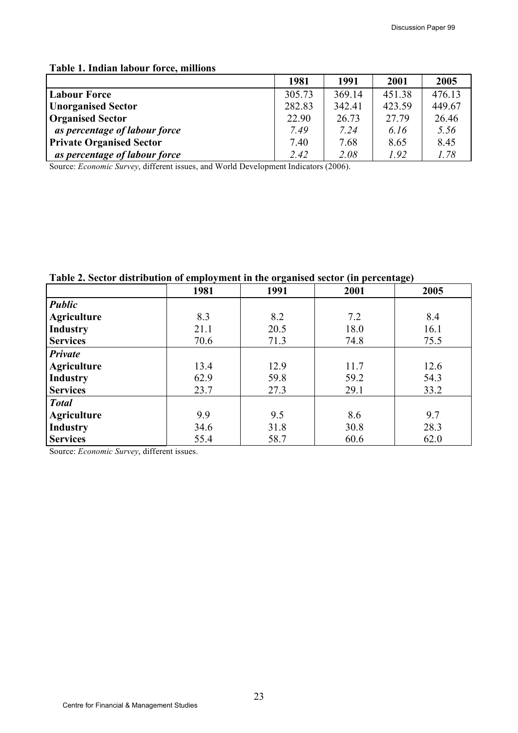**Table 1. Indian labour force, millions**

| | 1981 | 1991 | 2001 | 2005 |
|---|---|---|---|---|
| **Labour Force** | 305.73 | 369.14 | 451.38 | 476.13 |
| **Unorganised Sector** | 282.83 | 342.41 | 423.59 | 449.67 |
| **Organised Sector** | 22.90 | 26.73 | 27.79 | 26.46 |
| ***as percentage of labour force*** | *7.49* | *7.24* | *6.16* | *5.56* |
| **Private Organised Sector** | 7.40 | 7.68 | 8.65 | 8.45 |
| ***as percentage of labour force*** | *2.42* | *2.08* | *1.92* | *1.78* |

Source: *Economic Survey*, different issues, and World Development Indicators (2006).

**Table 2. Sector distribution of employment in the organised sector (in percentage)**

| | 1981 | 1991 | 2001 | 2005 |
|---|---|---|---|---|
| ***Public*** | | | | |
| **Agriculture** | 8.3 | 8.2 | 7.2 | 8.4 |
| **Industry** | 21.1 | 20.5 | 18.0 | 16.1 |
| **Services** | 70.6 | 71.3 | 74.8 | 75.5 |
| ***Private*** | | | | |
| **Agriculture** | 13.4 | 12.9 | 11.7 | 12.6 |
| **Industry** | 62.9 | 59.8 | 59.2 | 54.3 |
| **Services** | 23.7 | 27.3 | 29.1 | 33.2 |
| ***Total*** | | | | |
| **Agriculture** | 9.9 | 9.5 | 8.6 | 9.7 |
| **Industry** | 34.6 | 31.8 | 30.8 | 28.3 |
| **Services** | 55.4 | 58.7 | 60.6 | 62.0 |

Source: *Economic Survey*, different issues.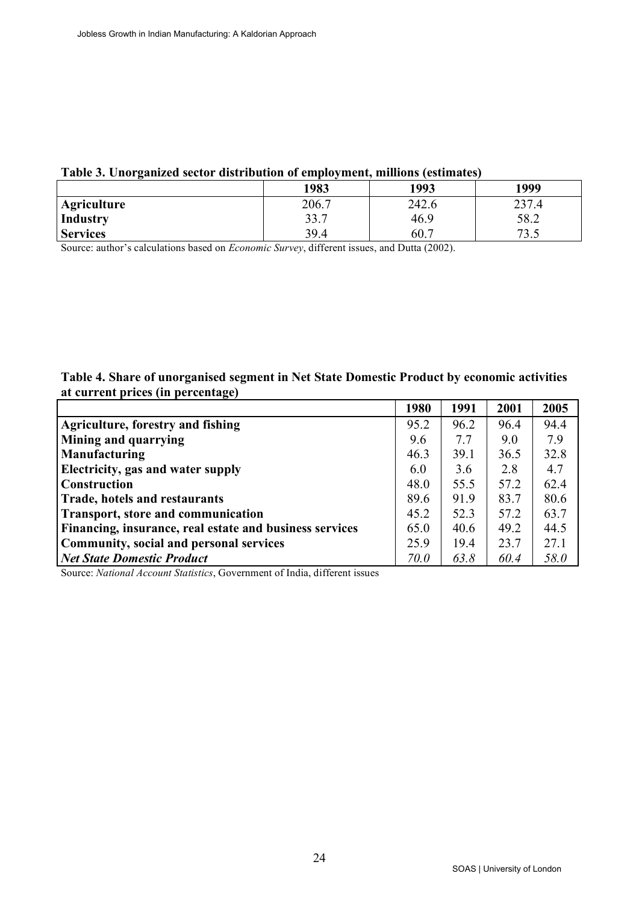**Table 3. Unorganized sector distribution of employment, millions (estimates)**

| | 1983 | 1993 | 1999 |
|---|---|---|---|
| **Agriculture** | 206.7 | 242.6 | 237.4 |
| **Industry** | 33.7 | 46.9 | 58.2 |
| **Services** | 39.4 | 60.7 | 73.5 |

Source: author's calculations based on *Economic Survey*, different issues, and Dutta (2002).

**Table 4. Share of unorganised segment in Net State Domestic Product by economic activities at current prices (in percentage)**

| | 1980 | 1991 | 2001 | 2005 |
|---|---|---|---|---|
| **Agriculture, forestry and fishing** | 95.2 | 96.2 | 96.4 | 94.4 |
| **Mining and quarrying** | 9.6 | 7.7 | 9.0 | 7.9 |
| **Manufacturing** | 46.3 | 39.1 | 36.5 | 32.8 |
| **Electricity, gas and water supply** | 6.0 | 3.6 | 2.8 | 4.7 |
| **Construction** | 48.0 | 55.5 | 57.2 | 62.4 |
| **Trade, hotels and restaurants** | 89.6 | 91.9 | 83.7 | 80.6 |
| **Transport, store and communication** | 45.2 | 52.3 | 57.2 | 63.7 |
| **Financing, insurance, real estate and business services** | 65.0 | 40.6 | 49.2 | 44.5 |
| **Community, social and personal services** | 25.9 | 19.4 | 23.7 | 27.1 |
| ***Net State Domestic Product*** | *70.0* | *63.8* | *60.4* | *58.0* |

Source: *National Account Statistics*, Government of India, different issues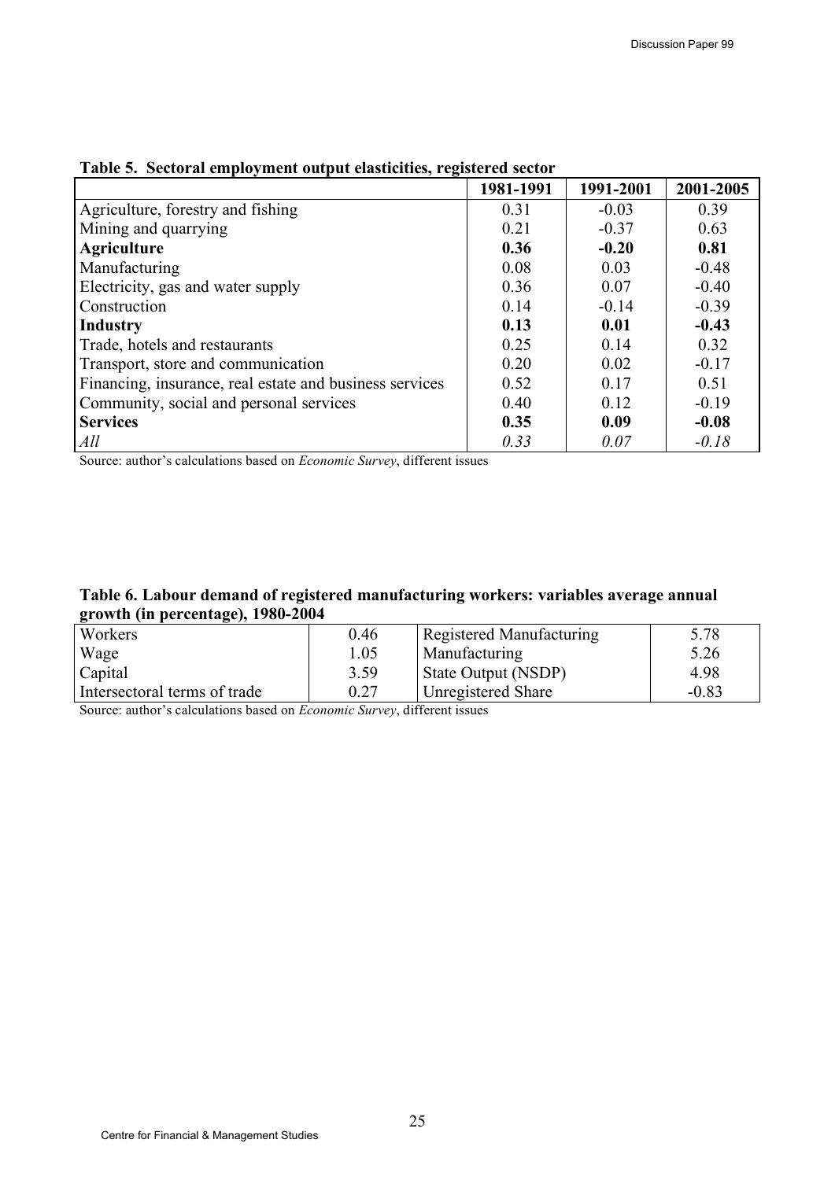**Table 5. Sectoral employment output elasticities, registered sector**

| | 1981-1991 | 1991-2001 | 2001-2005 |
|---|---|---|---|
| Agriculture, forestry and fishing | 0.31 | -0.03 | 0.39 |
| Mining and quarrying | 0.21 | -0.37 | 0.63 |
| **Agriculture** | **0.36** | **-0.20** | **0.81** |
| Manufacturing | 0.08 | 0.03 | -0.48 |
| Electricity, gas and water supply | 0.36 | 0.07 | -0.40 |
| Construction | 0.14 | -0.14 | -0.39 |
| **Industry** | **0.13** | **0.01** | **-0.43** |
| Trade, hotels and restaurants | 0.25 | 0.14 | 0.32 |
| Transport, store and communication | 0.20 | 0.02 | -0.17 |
| Financing, insurance, real estate and business services | 0.52 | 0.17 | 0.51 |
| Community, social and personal services | 0.40 | 0.12 | -0.19 |
| **Services** | **0.35** | **0.09** | **-0.08** |
| *All* | *0.33* | *0.07* | *-0.18* |

Source: author's calculations based on *Economic Survey*, different issues

**Table 6. Labour demand of registered manufacturing workers: variables average annual growth (in percentage), 1980-2004**

| | | | |
|---|---|---|---|
| Workers | 0.46 | Registered Manufacturing | 5.78 |
| Wage | 1.05 | Manufacturing | 5.26 |
| Capital | 3.59 | State Output (NSDP) | 4.98 |
| Intersectoral terms of trade | 0.27 | Unregistered Share | -0.83 |

Source: author's calculations based on *Economic Survey*, different issues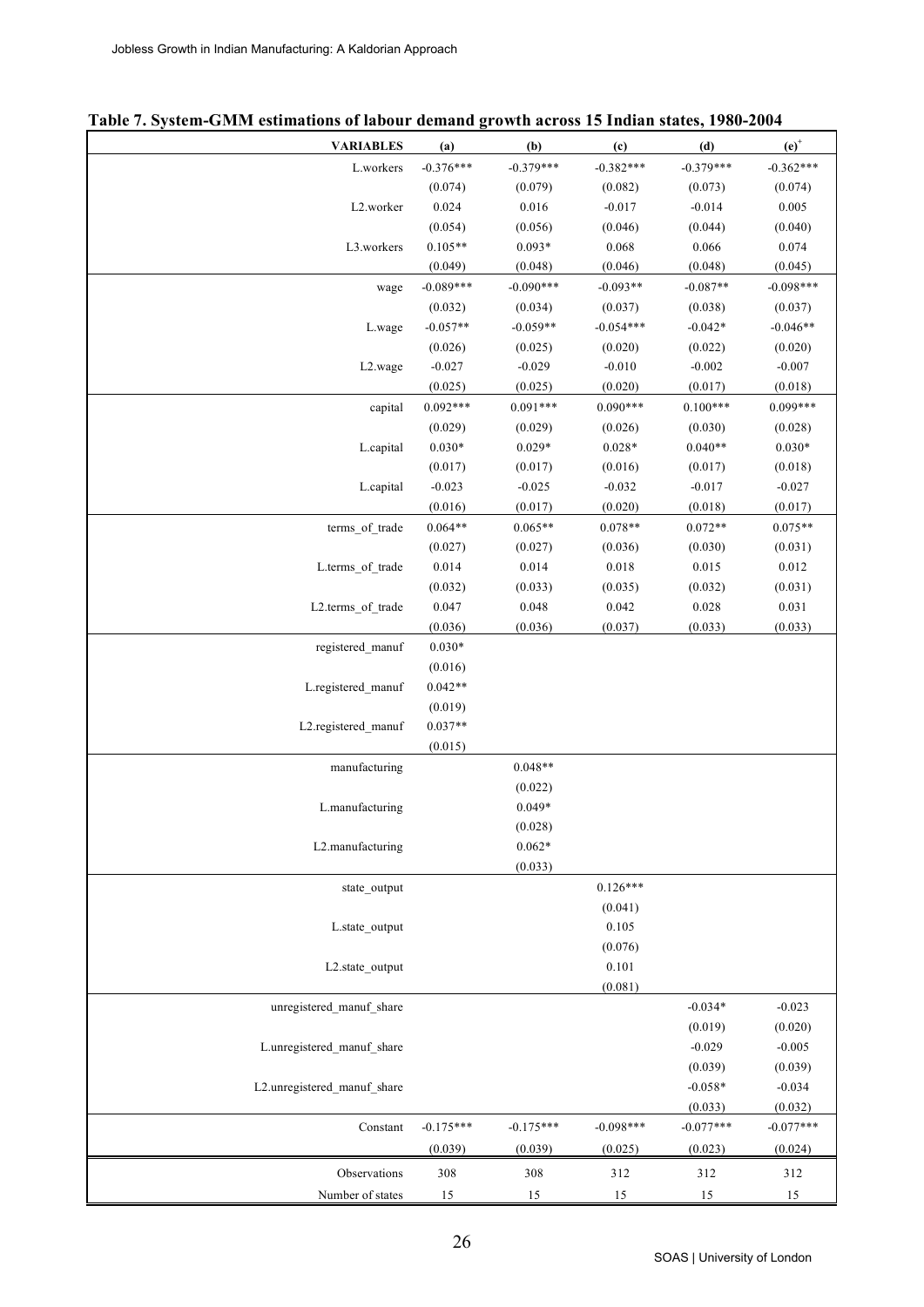**Table 7. System-GMM estimations of labour demand growth across 15 Indian states, 1980-2004**

| VARIABLES | (a) | (b) | (c) | (d) | (e)+ |
|---|---|---|---|---|---|
| L.workers | -0.376*** | -0.379*** | -0.382*** | -0.379*** | -0.362*** |
| | (0.074) | (0.079) | (0.082) | (0.073) | (0.074) |
| L2.worker | 0.024 | 0.016 | -0.017 | -0.014 | 0.005 |
| | (0.054) | (0.056) | (0.046) | (0.044) | (0.040) |
| L3.workers | 0.105** | 0.093* | 0.068 | 0.066 | 0.074 |
| | (0.049) | (0.048) | (0.046) | (0.048) | (0.045) |
| wage | -0.089*** | -0.090*** | -0.093** | -0.087** | -0.098*** |
| | (0.032) | (0.034) | (0.037) | (0.038) | (0.037) |
| L.wage | -0.057** | -0.059** | -0.054*** | -0.042* | -0.046** |
| | (0.026) | (0.025) | (0.020) | (0.022) | (0.020) |
| L2.wage | -0.027 | -0.029 | -0.010 | -0.002 | -0.007 |
| | (0.025) | (0.025) | (0.020) | (0.017) | (0.018) |
| capital | 0.092*** | 0.091*** | 0.090*** | 0.100*** | 0.099*** |
| | (0.029) | (0.029) | (0.026) | (0.030) | (0.028) |
| L.capital | 0.030* | 0.029* | 0.028* | 0.040** | 0.030* |
| | (0.017) | (0.017) | (0.016) | (0.017) | (0.018) |
| L.capital | -0.023 | -0.025 | -0.032 | -0.017 | -0.027 |
| | (0.016) | (0.017) | (0.020) | (0.018) | (0.017) |
| terms_of_trade | 0.064** | 0.065** | 0.078** | 0.072** | 0.075** |
| | (0.027) | (0.027) | (0.036) | (0.030) | (0.031) |
| L.terms_of_trade | 0.014 | 0.014 | 0.018 | 0.015 | 0.012 |
| | (0.032) | (0.033) | (0.035) | (0.032) | (0.031) |
| L2.terms_of_trade | 0.047 | 0.048 | 0.042 | 0.028 | 0.031 |
| | (0.036) | (0.036) | (0.037) | (0.033) | (0.033) |
| registered_manuf | 0.030* | | | | |
| | (0.016) | | | | |
| L.registered_manuf | 0.042** | | | | |
| | (0.019) | | | | |
| L2.registered_manuf | 0.037** | | | | |
| | (0.015) | | | | |
| manufacturing | | 0.048** | | | |
| | | (0.022) | | | |
| L.manufacturing | | 0.049* | | | |
| | | (0.028) | | | |
| L2.manufacturing | | 0.062* | | | |
| | | (0.033) | | | |
| state_output | | | 0.126*** | | |
| | | | (0.041) | | |
| L.state_output | | | 0.105 | | |
| | | | (0.076) | | |
| L2.state_output | | | 0.101 | | |
| | | | (0.081) | | |
| unregistered_manuf_share | | | | -0.034* | -0.023 |
| | | | | (0.019) | (0.020) |
| L.unregistered_manuf_share | | | | -0.029 | -0.005 |
| | | | | (0.039) | (0.039) |
| L2.unregistered_manuf_share | | | | -0.058* | -0.034 |
| | | | | (0.033) | (0.032) |
| Constant | -0.175*** | -0.175*** | -0.098*** | -0.077*** | -0.077*** |
| | (0.039) | (0.039) | (0.025) | (0.023) | (0.024) |
| Observations | 308 | 308 | 312 | 312 | 312 |
| Number of states | 15 | 15 | 15 | 15 | 15 |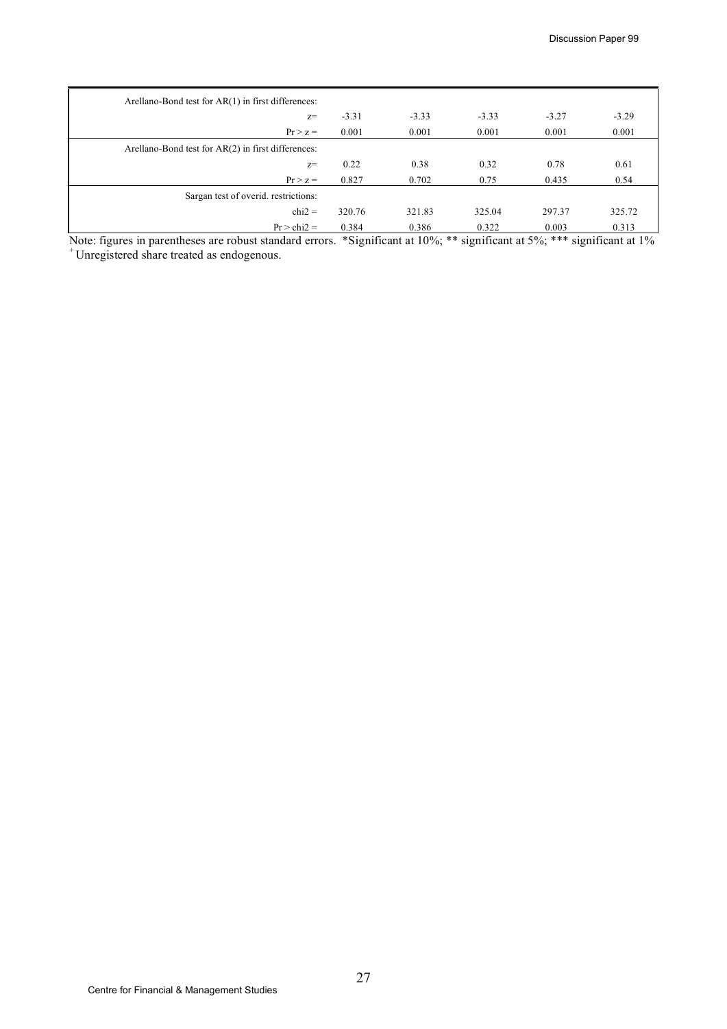| | | | | | |
|---|---|---|---|---|---|
| Arellano-Bond test for AR(1) in first differences: | | | | | |
| z= | -3.31 | -3.33 | -3.33 | -3.27 | -3.29 |
| Pr > z = | 0.001 | 0.001 | 0.001 | 0.001 | 0.001 |
| Arellano-Bond test for AR(2) in first differences: | | | | | |
| z= | 0.22 | 0.38 | 0.32 | 0.78 | 0.61 |
| Pr > z = | 0.827 | 0.702 | 0.75 | 0.435 | 0.54 |
| Sargan test of overid. restrictions: | | | | | |
| chi2 = | 320.76 | 321.83 | 325.04 | 297.37 | 325.72 |
| Pr > chi2 = | 0.384 | 0.386 | 0.322 | 0.003 | 0.313 |

Note: figures in parentheses are robust standard errors. *Significant at 10%; ** significant at 5%; *** significant at 1%

[+] Unregistered share treated as endogenous.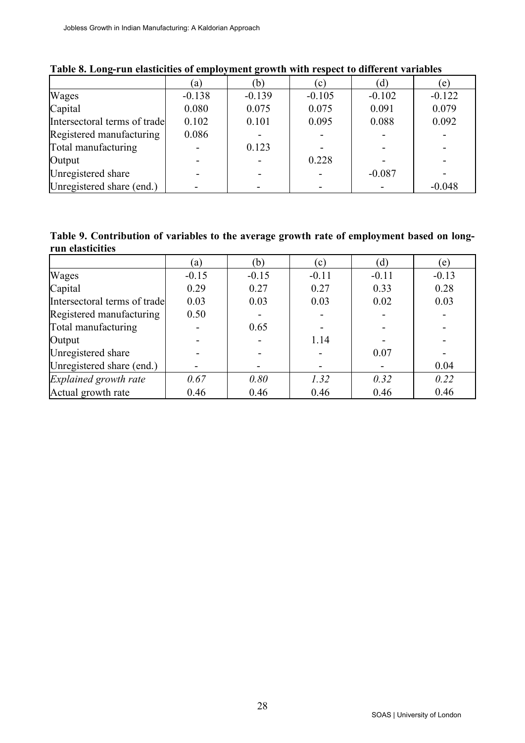**Table 8. Long-run elasticities of employment growth with respect to different variables**

| | (a) | (b) | (c) | (d) | (e) |
|---|---|---|---|---|---|
| Wages | -0.138 | -0.139 | -0.105 | -0.102 | -0.122 |
| Capital | 0.080 | 0.075 | 0.075 | 0.091 | 0.079 |
| Intersectoral terms of trade | 0.102 | 0.101 | 0.095 | 0.088 | 0.092 |
| Registered manufacturing | 0.086 | - | - | - | - |
| Total manufacturing | - | 0.123 | - | - | - |
| Output | - | - | 0.228 | - | - |
| Unregistered share | - | - | - | -0.087 | - |
| Unregistered share (end.) | - | - | - | - | -0.048 |

**Table 9. Contribution of variables to the average growth rate of employment based on long-run elasticities**

| | (a) | (b) | (c) | (d) | (e) |
|---|---|---|---|---|---|
| Wages | -0.15 | -0.15 | -0.11 | -0.11 | -0.13 |
| Capital | 0.29 | 0.27 | 0.27 | 0.33 | 0.28 |
| Intersectoral terms of trade | 0.03 | 0.03 | 0.03 | 0.02 | 0.03 |
| Registered manufacturing | 0.50 | - | - | - | - |
| Total manufacturing | - | 0.65 | - | - | - |
| Output | - | - | 1.14 | - | - |
| Unregistered share | - | - | - | 0.07 | - |
| Unregistered share (end.) | - | - | - | - | 0.04 |
| *Explained growth rate* | *0.67* | *0.80* | *1.32* | *0.32* | *0.22* |
| Actual growth rate | 0.46 | 0.46 | 0.46 | 0.46 | 0.46 |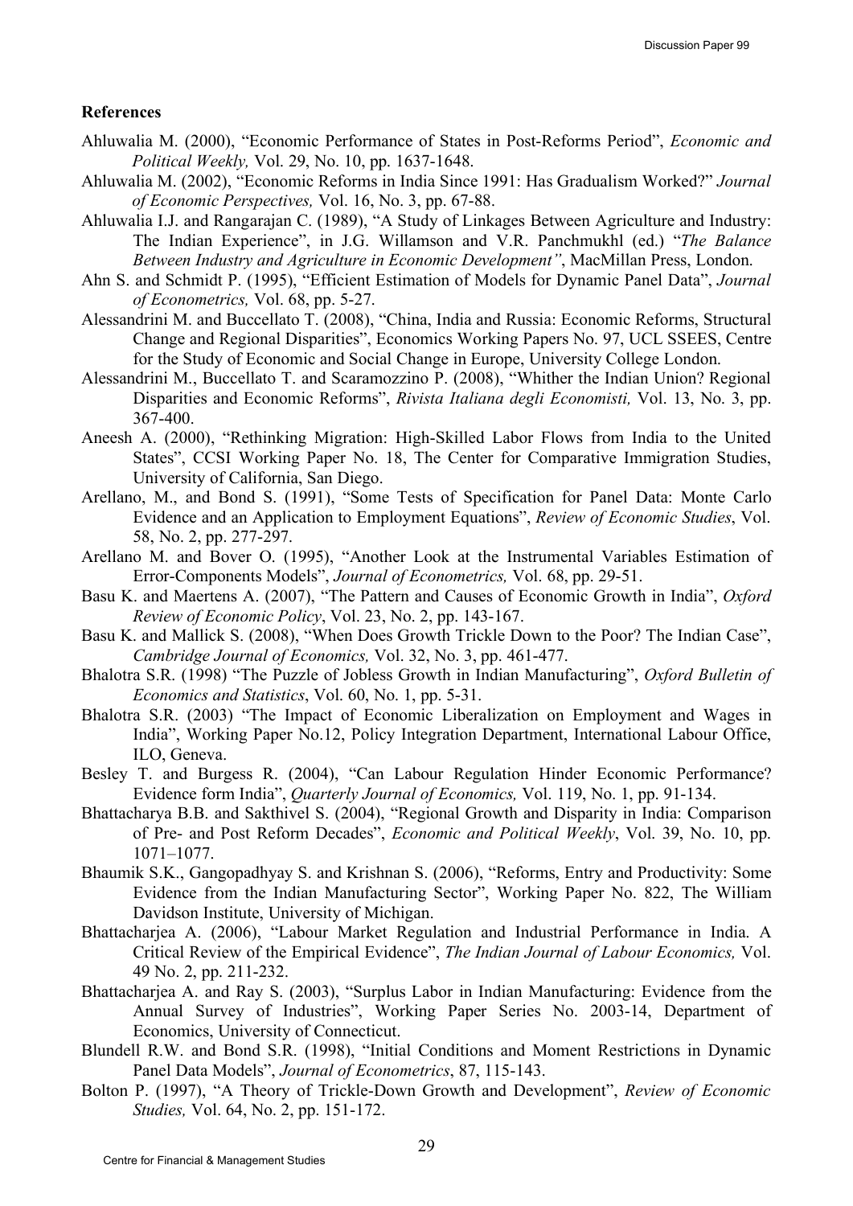**References**

Ahluwalia M. (2000), "Economic Performance of States in Post-Reforms Period", *Economic and Political Weekly,* Vol. 29, No. 10, pp. 1637-1648.

Ahluwalia M. (2002), "Economic Reforms in India Since 1991: Has Gradualism Worked?" *Journal of Economic Perspectives,* Vol. 16, No. 3, pp. 67-88.

Ahluwalia I.J. and Rangarajan C. (1989), "A Study of Linkages Between Agriculture and Industry: The Indian Experience", in J.G. Willamson and V.R. Panchmukhl (ed.) "*The Balance Between Industry and Agriculture in Economic Development"*, MacMillan Press, London.

Ahn S. and Schmidt P. (1995), "Efficient Estimation of Models for Dynamic Panel Data", *Journal of Econometrics,* Vol. 68, pp. 5-27.

Alessandrini M. and Buccellato T. (2008), "China, India and Russia: Economic Reforms, Structural Change and Regional Disparities", Economics Working Papers No. 97, UCL SSEES, Centre for the Study of Economic and Social Change in Europe, University College London.

Alessandrini M., Buccellato T. and Scaramozzino P. (2008), "Whither the Indian Union? Regional Disparities and Economic Reforms", *Rivista Italiana degli Economisti,* Vol. 13, No. 3, pp. 367-400.

Aneesh A. (2000), "Rethinking Migration: High-Skilled Labor Flows from India to the United States", CCSI Working Paper No. 18, The Center for Comparative Immigration Studies, University of California, San Diego.

Arellano, M., and Bond S. (1991), "Some Tests of Specification for Panel Data: Monte Carlo Evidence and an Application to Employment Equations", *Review of Economic Studies*, Vol. 58, No. 2, pp. 277-297.

Arellano M. and Bover O. (1995), "Another Look at the Instrumental Variables Estimation of Error-Components Models", *Journal of Econometrics,* Vol. 68, pp. 29-51.

Basu K. and Maertens A. (2007), "The Pattern and Causes of Economic Growth in India", *Oxford Review of Economic Policy*, Vol. 23, No. 2, pp. 143-167.

Basu K. and Mallick S. (2008), "When Does Growth Trickle Down to the Poor? The Indian Case", *Cambridge Journal of Economics,* Vol. 32, No. 3, pp. 461-477.

Bhalotra S.R. (1998) "The Puzzle of Jobless Growth in Indian Manufacturing", *Oxford Bulletin of Economics and Statistics*, Vol. 60, No. 1, pp. 5-31.

Bhalotra S.R. (2003) "The Impact of Economic Liberalization on Employment and Wages in India", Working Paper No.12, Policy Integration Department, International Labour Office, ILO, Geneva.

Besley T. and Burgess R. (2004), "Can Labour Regulation Hinder Economic Performance? Evidence form India", *Quarterly Journal of Economics,* Vol. 119, No. 1, pp. 91-134.

Bhattacharya B.B. and Sakthivel S. (2004), "Regional Growth and Disparity in India: Comparison of Pre- and Post Reform Decades", *Economic and Political Weekly*, Vol. 39, No. 10, pp. 1071–1077.

Bhaumik S.K., Gangopadhyay S. and Krishnan S. (2006), "Reforms, Entry and Productivity: Some Evidence from the Indian Manufacturing Sector", Working Paper No. 822, The William Davidson Institute, University of Michigan.

Bhattacharjea A. (2006), "Labour Market Regulation and Industrial Performance in India. A Critical Review of the Empirical Evidence", *The Indian Journal of Labour Economics,* Vol. 49 No. 2, pp. 211-232.

Bhattacharjea A. and Ray S. (2003), "Surplus Labor in Indian Manufacturing: Evidence from the Annual Survey of Industries", Working Paper Series No. 2003-14, Department of Economics, University of Connecticut.

Blundell R.W. and Bond S.R. (1998), "Initial Conditions and Moment Restrictions in Dynamic Panel Data Models", *Journal of Econometrics*, 87, 115-143.

Bolton P. (1997), "A Theory of Trickle-Down Growth and Development", *Review of Economic Studies,* Vol. 64, No. 2, pp. 151-172.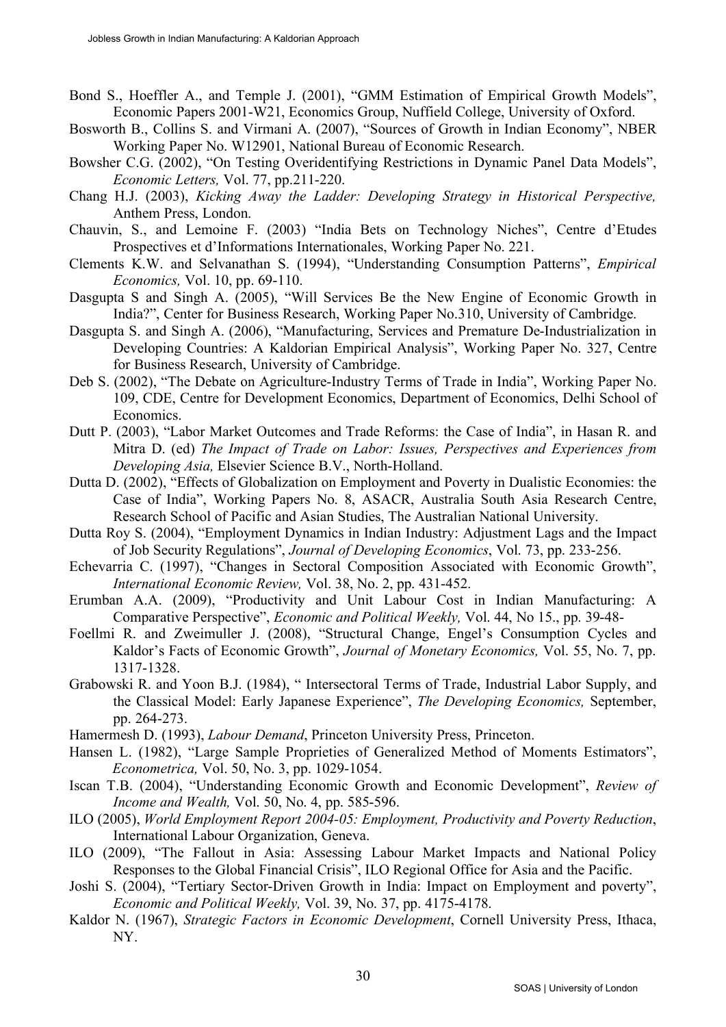Bond S., Hoeffler A., and Temple J. (2001), "GMM Estimation of Empirical Growth Models", Economic Papers 2001-W21, Economics Group, Nuffield College, University of Oxford.

Bosworth B., Collins S. and Virmani A. (2007), "Sources of Growth in Indian Economy", NBER Working Paper No. W12901, National Bureau of Economic Research.

Bowsher C.G. (2002), "On Testing Overidentifying Restrictions in Dynamic Panel Data Models", *Economic Letters,* Vol. 77, pp.211-220.

Chang H.J. (2003), *Kicking Away the Ladder: Developing Strategy in Historical Perspective,* Anthem Press, London.

Chauvin, S., and Lemoine F. (2003) "India Bets on Technology Niches", Centre d'Etudes Prospectives et d'Informations Internationales, Working Paper No. 221.

Clements K.W. and Selvanathan S. (1994), "Understanding Consumption Patterns", *Empirical Economics,* Vol. 10, pp. 69-110.

Dasgupta S and Singh A. (2005), "Will Services Be the New Engine of Economic Growth in India?", Center for Business Research, Working Paper No.310, University of Cambridge.

Dasgupta S. and Singh A. (2006), "Manufacturing, Services and Premature De-Industrialization in Developing Countries: A Kaldorian Empirical Analysis", Working Paper No. 327, Centre for Business Research, University of Cambridge.

Deb S. (2002), "The Debate on Agriculture-Industry Terms of Trade in India", Working Paper No. 109, CDE, Centre for Development Economics, Department of Economics, Delhi School of Economics.

Dutt P. (2003), "Labor Market Outcomes and Trade Reforms: the Case of India", in Hasan R. and Mitra D. (ed) *The Impact of Trade on Labor: Issues, Perspectives and Experiences from Developing Asia,* Elsevier Science B.V., North-Holland.

Dutta D. (2002), "Effects of Globalization on Employment and Poverty in Dualistic Economies: the Case of India", Working Papers No. 8, ASACR, Australia South Asia Research Centre, Research School of Pacific and Asian Studies, The Australian National University.

Dutta Roy S. (2004), "Employment Dynamics in Indian Industry: Adjustment Lags and the Impact of Job Security Regulations", *Journal of Developing Economics*, Vol. 73, pp. 233-256.

Echevarria C. (1997), "Changes in Sectoral Composition Associated with Economic Growth", *International Economic Review,* Vol. 38, No. 2, pp. 431-452.

Erumban A.A. (2009), "Productivity and Unit Labour Cost in Indian Manufacturing: A Comparative Perspective", *Economic and Political Weekly,* Vol. 44, No 15., pp. 39-48-

Foellmi R. and Zweimuller J. (2008), "Structural Change, Engel's Consumption Cycles and Kaldor's Facts of Economic Growth", *Journal of Monetary Economics,* Vol. 55, No. 7, pp. 1317-1328.

Grabowski R. and Yoon B.J. (1984), " Intersectoral Terms of Trade, Industrial Labor Supply, and the Classical Model: Early Japanese Experience", *The Developing Economics,* September, pp. 264-273.

Hamermesh D. (1993), *Labour Demand*, Princeton University Press, Princeton.

Hansen L. (1982), "Large Sample Proprieties of Generalized Method of Moments Estimators", *Econometrica,* Vol. 50, No. 3, pp. 1029-1054.

Iscan T.B. (2004), "Understanding Economic Growth and Economic Development", *Review of Income and Wealth,* Vol. 50, No. 4, pp. 585-596.

ILO (2005), *World Employment Report 2004-05: Employment, Productivity and Poverty Reduction*, International Labour Organization, Geneva.

ILO (2009), "The Fallout in Asia: Assessing Labour Market Impacts and National Policy Responses to the Global Financial Crisis", ILO Regional Office for Asia and the Pacific.

Joshi S. (2004), "Tertiary Sector-Driven Growth in India: Impact on Employment and poverty", *Economic and Political Weekly,* Vol. 39, No. 37, pp. 4175-4178.

Kaldor N. (1967), *Strategic Factors in Economic Development*, Cornell University Press, Ithaca, NY.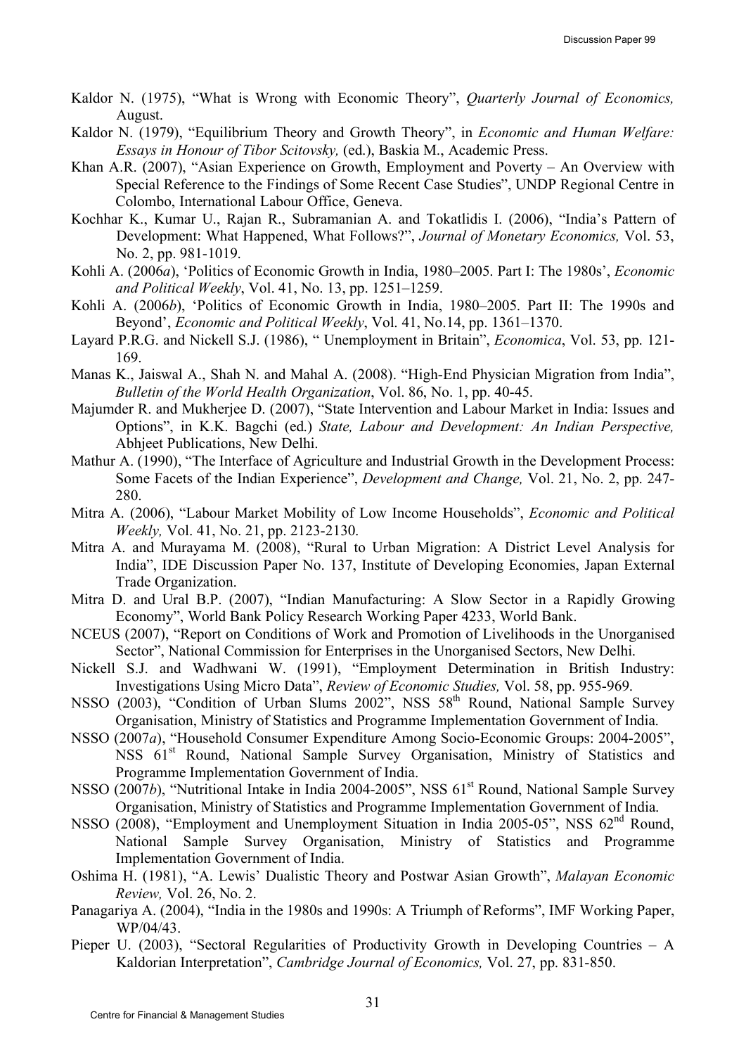Kaldor N. (1975), "What is Wrong with Economic Theory", *Quarterly Journal of Economics,* August.

Kaldor N. (1979), "Equilibrium Theory and Growth Theory", in *Economic and Human Welfare: Essays in Honour of Tibor Scitovsky,* (ed.), Baskia M., Academic Press.

Khan A.R. (2007), "Asian Experience on Growth, Employment and Poverty – An Overview with Special Reference to the Findings of Some Recent Case Studies", UNDP Regional Centre in Colombo, International Labour Office, Geneva.

Kochhar K., Kumar U., Rajan R., Subramanian A. and Tokatlidis I. (2006), "India's Pattern of Development: What Happened, What Follows?", *Journal of Monetary Economics,* Vol. 53, No. 2, pp. 981-1019.

Kohli A. (2006*a*), 'Politics of Economic Growth in India, 1980–2005. Part I: The 1980s', *Economic and Political Weekly*, Vol. 41, No. 13, pp. 1251–1259.

Kohli A. (2006*b*), 'Politics of Economic Growth in India, 1980–2005. Part II: The 1990s and Beyond', *Economic and Political Weekly*, Vol. 41, No.14, pp. 1361–1370.

Layard P.R.G. and Nickell S.J. (1986), " Unemployment in Britain", *Economica*, Vol. 53, pp. 121-169.

Manas K., Jaiswal A., Shah N. and Mahal A. (2008). "High-End Physician Migration from India", *Bulletin of the World Health Organization*, Vol. 86, No. 1, pp. 40-45.

Majumder R. and Mukherjee D. (2007), "State Intervention and Labour Market in India: Issues and Options", in K.K. Bagchi (ed.) *State, Labour and Development: An Indian Perspective,* Abhjeet Publications, New Delhi.

Mathur A. (1990), "The Interface of Agriculture and Industrial Growth in the Development Process: Some Facets of the Indian Experience", *Development and Change,* Vol. 21, No. 2, pp. 247-280.

Mitra A. (2006), "Labour Market Mobility of Low Income Households", *Economic and Political Weekly,* Vol. 41, No. 21, pp. 2123-2130.

Mitra A. and Murayama M. (2008), "Rural to Urban Migration: A District Level Analysis for India", IDE Discussion Paper No. 137, Institute of Developing Economies, Japan External Trade Organization.

Mitra D. and Ural B.P. (2007), "Indian Manufacturing: A Slow Sector in a Rapidly Growing Economy", World Bank Policy Research Working Paper 4233, World Bank.

NCEUS (2007), "Report on Conditions of Work and Promotion of Livelihoods in the Unorganised Sector", National Commission for Enterprises in the Unorganised Sectors, New Delhi.

Nickell S.J. and Wadhwani W. (1991), "Employment Determination in British Industry: Investigations Using Micro Data", *Review of Economic Studies,* Vol. 58, pp. 955-969.

NSSO (2003), "Condition of Urban Slums 2002", NSS 58th Round, National Sample Survey Organisation, Ministry of Statistics and Programme Implementation Government of India.

NSSO (2007*a*), "Household Consumer Expenditure Among Socio-Economic Groups: 2004-2005", NSS 61st Round, National Sample Survey Organisation, Ministry of Statistics and Programme Implementation Government of India.

NSSO (2007*b*), "Nutritional Intake in India 2004-2005", NSS 61st Round, National Sample Survey Organisation, Ministry of Statistics and Programme Implementation Government of India.

NSSO (2008), "Employment and Unemployment Situation in India 2005-05", NSS 62nd Round, National Sample Survey Organisation, Ministry of Statistics and Programme Implementation Government of India.

Oshima H. (1981), "A. Lewis' Dualistic Theory and Postwar Asian Growth", *Malayan Economic Review,* Vol. 26, No. 2.

Panagariya A. (2004), "India in the 1980s and 1990s: A Triumph of Reforms", IMF Working Paper, WP/04/43.

Pieper U. (2003), "Sectoral Regularities of Productivity Growth in Developing Countries – A Kaldorian Interpretation", *Cambridge Journal of Economics,* Vol. 27, pp. 831-850.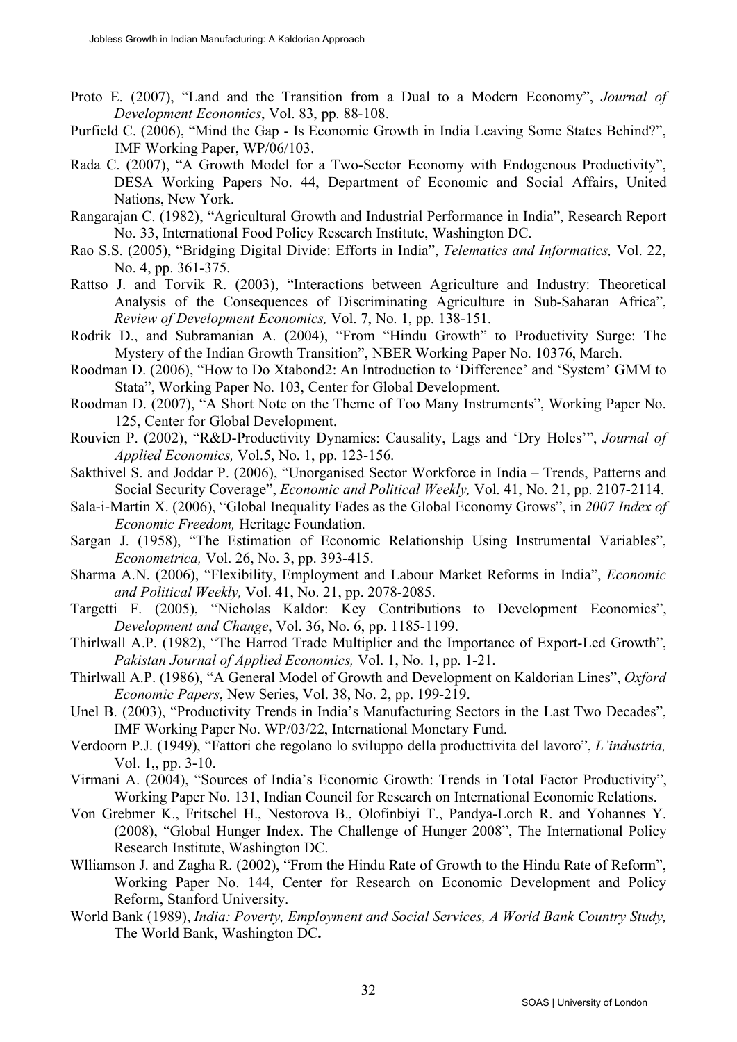Proto E. (2007), "Land and the Transition from a Dual to a Modern Economy", *Journal of Development Economics*, Vol. 83, pp. 88-108.

Purfield C. (2006), "Mind the Gap - Is Economic Growth in India Leaving Some States Behind?", IMF Working Paper, WP/06/103.

Rada C. (2007), "A Growth Model for a Two-Sector Economy with Endogenous Productivity", DESA Working Papers No. 44, Department of Economic and Social Affairs, United Nations, New York.

Rangarajan C. (1982), "Agricultural Growth and Industrial Performance in India", Research Report No. 33, International Food Policy Research Institute, Washington DC.

Rao S.S. (2005), "Bridging Digital Divide: Efforts in India", *Telematics and Informatics,* Vol. 22, No. 4, pp. 361-375.

Rattso J. and Torvik R. (2003), "Interactions between Agriculture and Industry: Theoretical Analysis of the Consequences of Discriminating Agriculture in Sub-Saharan Africa", *Review of Development Economics,* Vol. 7, No. 1, pp. 138-151.

Rodrik D., and Subramanian A. (2004), "From "Hindu Growth" to Productivity Surge: The Mystery of the Indian Growth Transition", NBER Working Paper No. 10376, March.

Roodman D. (2006), "How to Do Xtabond2: An Introduction to 'Difference' and 'System' GMM to Stata", Working Paper No. 103, Center for Global Development.

Roodman D. (2007), "A Short Note on the Theme of Too Many Instruments", Working Paper No. 125, Center for Global Development.

Rouvien P. (2002), "R&D-Productivity Dynamics: Causality, Lags and 'Dry Holes'", *Journal of Applied Economics,* Vol.5, No. 1, pp. 123-156.

Sakthivel S. and Joddar P. (2006), "Unorganised Sector Workforce in India – Trends, Patterns and Social Security Coverage", *Economic and Political Weekly,* Vol. 41, No. 21, pp. 2107-2114.

Sala-i-Martin X. (2006), "Global Inequality Fades as the Global Economy Grows", in *2007 Index of Economic Freedom,* Heritage Foundation.

Sargan J. (1958), "The Estimation of Economic Relationship Using Instrumental Variables", *Econometrica,* Vol. 26, No. 3, pp. 393-415.

Sharma A.N. (2006), "Flexibility, Employment and Labour Market Reforms in India", *Economic and Political Weekly,* Vol. 41, No. 21, pp. 2078-2085.

Targetti F. (2005), "Nicholas Kaldor: Key Contributions to Development Economics", *Development and Change*, Vol. 36, No. 6, pp. 1185-1199.

Thirlwall A.P. (1982), "The Harrod Trade Multiplier and the Importance of Export-Led Growth", *Pakistan Journal of Applied Economics,* Vol. 1, No. 1, pp. 1-21.

Thirlwall A.P. (1986), "A General Model of Growth and Development on Kaldorian Lines", *Oxford Economic Papers*, New Series, Vol. 38, No. 2, pp. 199-219.

Unel B. (2003), "Productivity Trends in India's Manufacturing Sectors in the Last Two Decades", IMF Working Paper No. WP/03/22, International Monetary Fund.

Verdoorn P.J. (1949), "Fattori che regolano lo sviluppo della producttivita del lavoro", *L'industria,* Vol. 1,, pp. 3-10.

Virmani A. (2004), "Sources of India's Economic Growth: Trends in Total Factor Productivity", Working Paper No. 131, Indian Council for Research on International Economic Relations.

Von Grebmer K., Fritschel H., Nestorova B., Olofinbiyi T., Pandya-Lorch R. and Yohannes Y. (2008), "Global Hunger Index. The Challenge of Hunger 2008", The International Policy Research Institute, Washington DC.

Wlliamson J. and Zagha R. (2002), "From the Hindu Rate of Growth to the Hindu Rate of Reform", Working Paper No. 144, Center for Research on Economic Development and Policy Reform, Stanford University.

World Bank (1989), *India: Poverty, Employment and Social Services, A World Bank Country Study,* The World Bank, Washington DC**.**